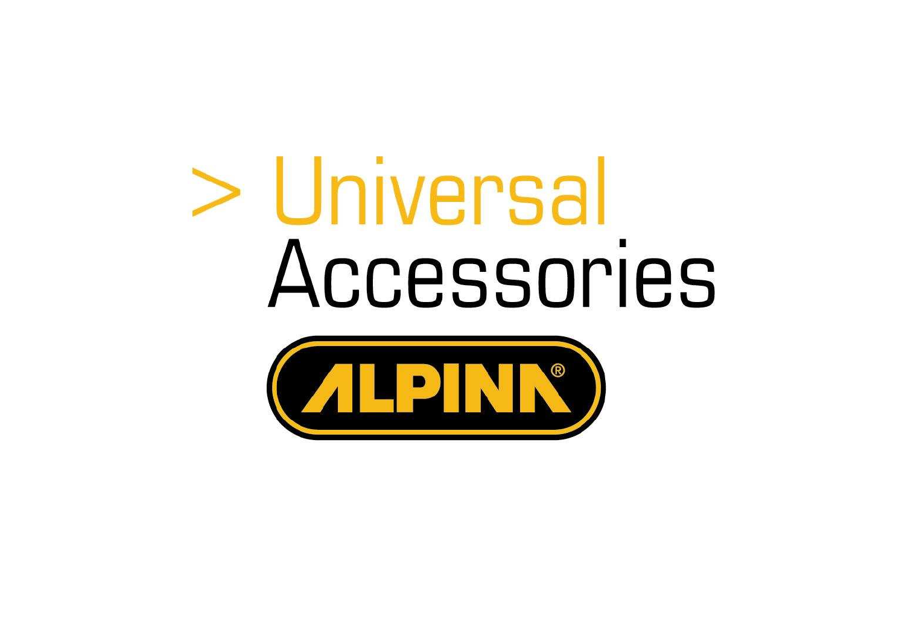# > Universal Accessories

ALPINA®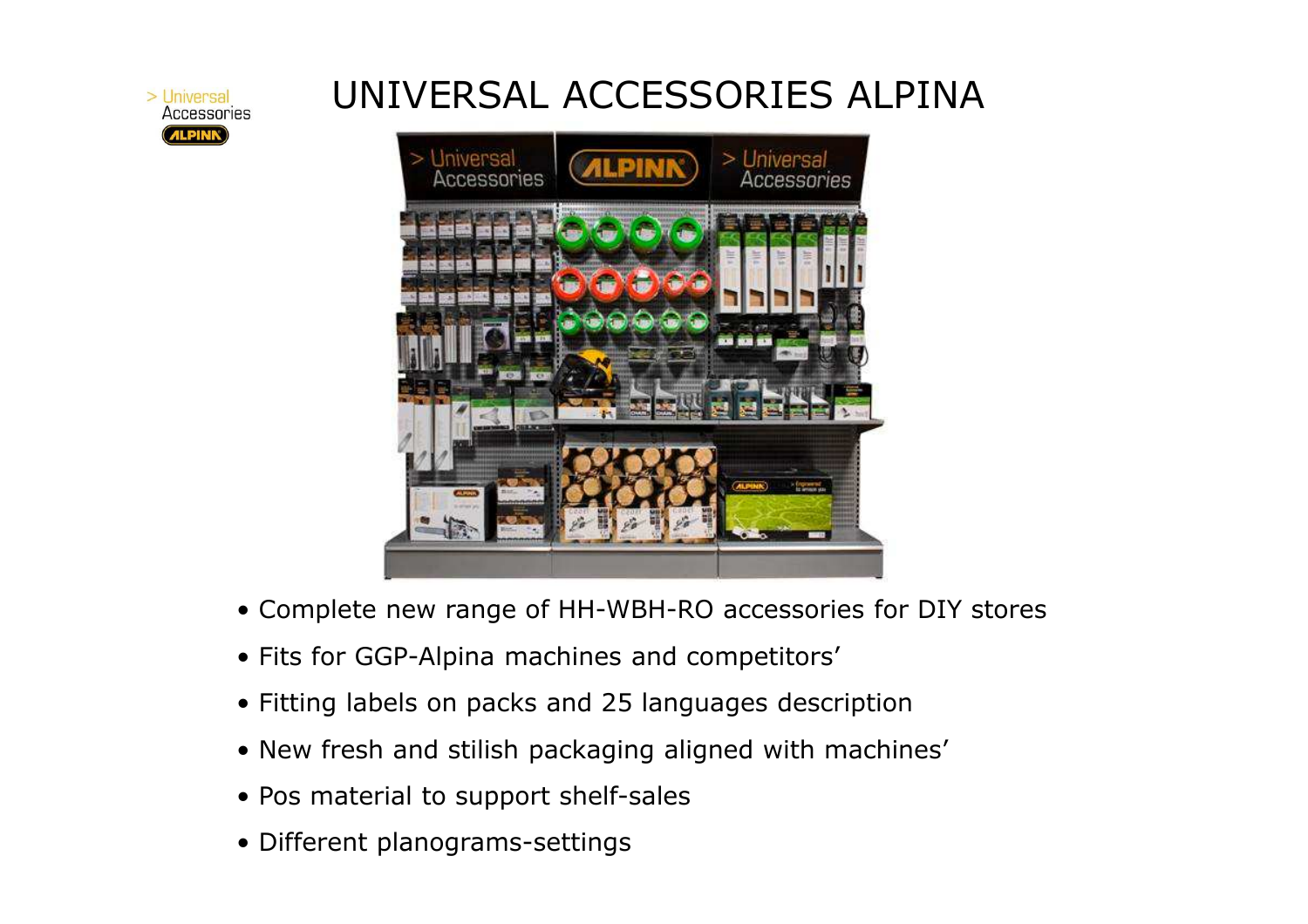# UNIVERSAL ACCESSORIES ALPINA

- Complete new range of HH-WBH-RO accessories for DIY stores
- Fits for GGP-Alpina machines and competitors'
- Fitting labels on packs and 25 languages description
- New fresh and stilish packaging aligned with machines'
- Pos material to support shelf-sales
- Different planograms-settings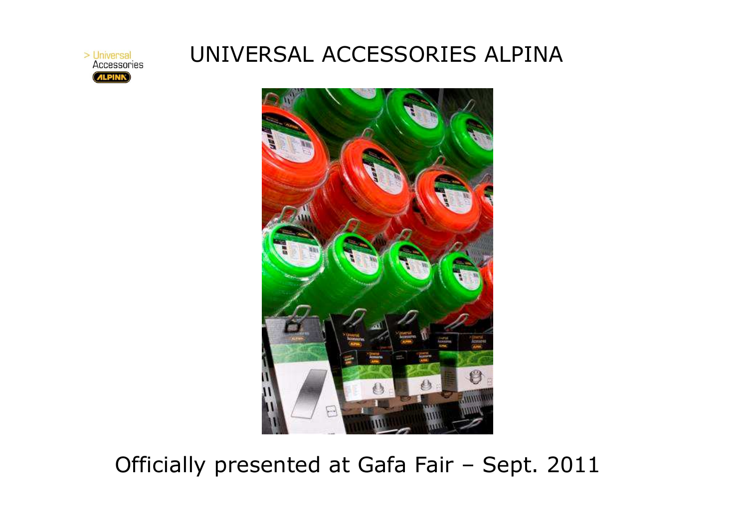# UNIVERSAL ACCESSORIES ALPINA

Officially presented at Gafa Fair – Sept. 2011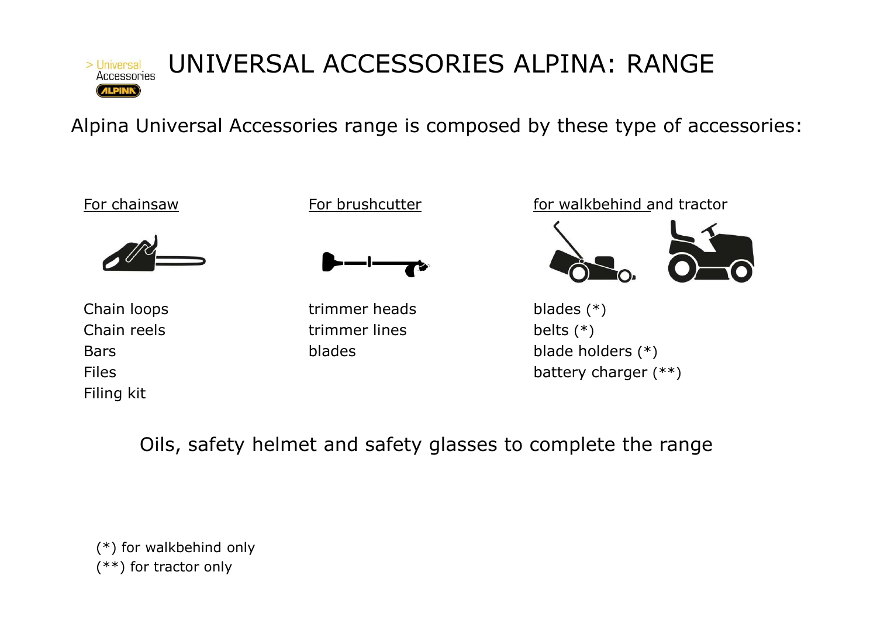# UNIVERSAL ACCESSORIES ALPINA: RANGE

Alpina Universal Accessories range is composed by these type of accessories:

**For chainsaw**

- Chain loops
- Chain reels
- Bars
- Files
- Filing kit

**For brushcutter**

- trimmer heads
- trimmer lines
- blades

**for walkbehind and tractor**

- blades (*)
- belts (*)
- blade holders (*)
- battery charger (**)

Oils, safety helmet and safety glasses to complete the range

(*) for walkbehind only
(**) for tractor only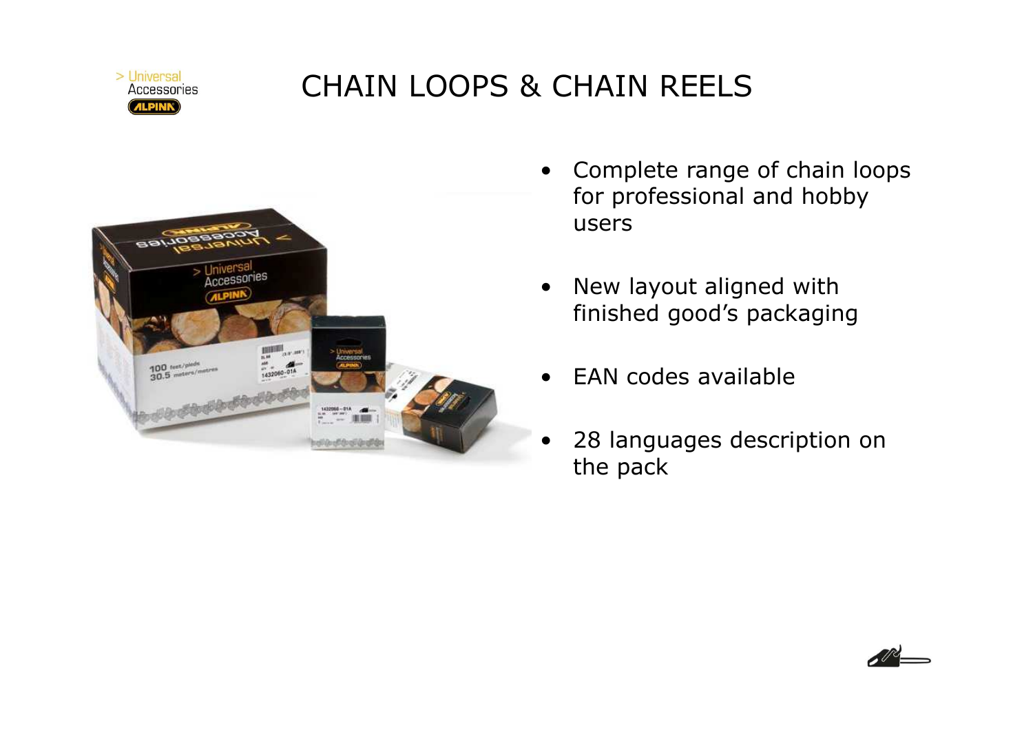# CHAIN LOOPS & CHAIN REELS

- Complete range of chain loops for professional and hobby users
- New layout aligned with finished good's packaging
- EAN codes available
- 28 languages description on the pack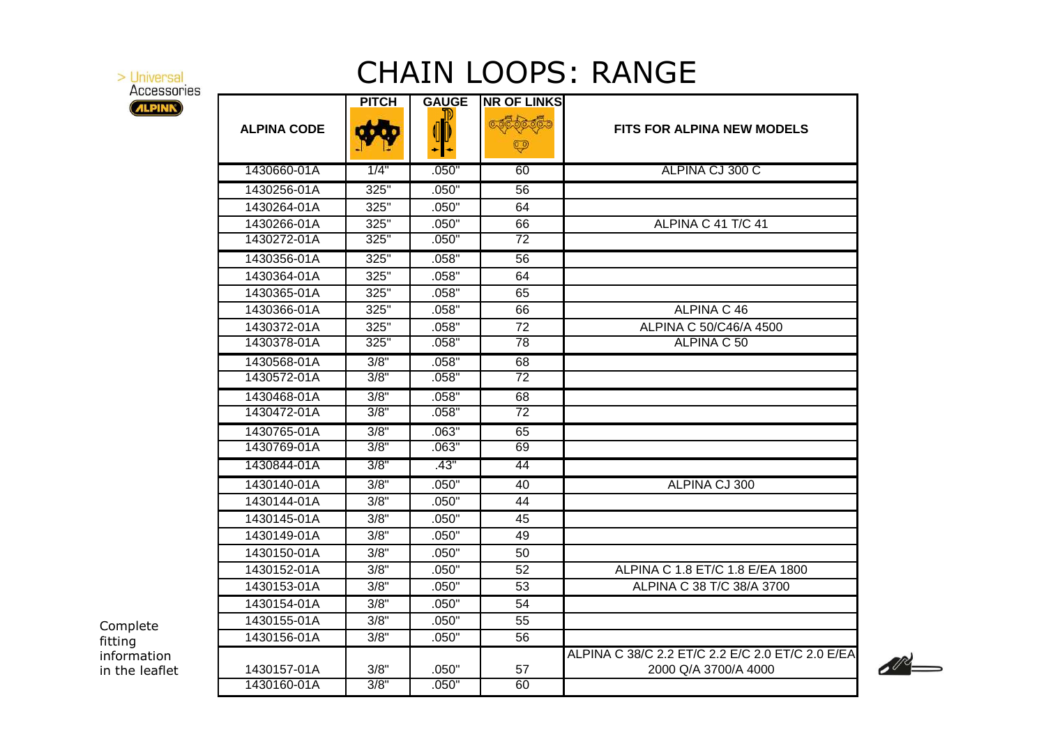> Universal
Accessories

# CHAIN LOOPS: RANGE

| ALPINA CODE | PITCH | GAUGE | NR OF LINKS | FITS FOR ALPINA NEW MODELS |
|---|---|---|---|---|
| 1430660-01A | 1/4" | .050" | 60 | ALPINA CJ 300 C |
| 1430256-01A | 325" | .050" | 56 | |
| 1430264-01A | 325" | .050" | 64 | |
| 1430266-01A | 325" | .050" | 66 | ALPINA C 41 T/C 41 |
| 1430272-01A | 325" | .050" | 72 | |
| 1430356-01A | 325" | .058" | 56 | |
| 1430364-01A | 325" | .058" | 64 | |
| 1430365-01A | 325" | .058" | 65 | |
| 1430366-01A | 325" | .058" | 66 | ALPINA C 46 |
| 1430372-01A | 325" | .058" | 72 | ALPINA C 50/C46/A 4500 |
| 1430378-01A | 325" | .058" | 78 | ALPINA C 50 |
| 1430568-01A | 3/8" | .058" | 68 | |
| 1430572-01A | 3/8" | .058" | 72 | |
| 1430468-01A | 3/8" | .058" | 68 | |
| 1430472-01A | 3/8" | .058" | 72 | |
| 1430765-01A | 3/8" | .063" | 65 | |
| 1430769-01A | 3/8" | .063" | 69 | |
| 1430844-01A | 3/8" | .43" | 44 | |
| 1430140-01A | 3/8" | .050" | 40 | ALPINA CJ 300 |
| 1430144-01A | 3/8" | .050" | 44 | |
| 1430145-01A | 3/8" | .050" | 45 | |
| 1430149-01A | 3/8" | .050" | 49 | |
| 1430150-01A | 3/8" | .050" | 50 | |
| 1430152-01A | 3/8" | .050" | 52 | ALPINA C 1.8 ET/C 1.8 E/EA 1800 |
| 1430153-01A | 3/8" | .050" | 53 | ALPINA C 38 T/C 38/A 3700 |
| 1430154-01A | 3/8" | .050" | 54 | |
| 1430155-01A | 3/8" | .050" | 55 | |
| 1430156-01A | 3/8" | .050" | 56 | |
| 1430157-01A | 3/8" | .050" | 57 | ALPINA C 38/C 2.2 ET/C 2.2 E/C 2.0 ET/C 2.0 E/EA 2000 Q/A 3700/A 4000 |
| 1430160-01A | 3/8" | .050" | 60 | |

Complete fitting information in the leaflet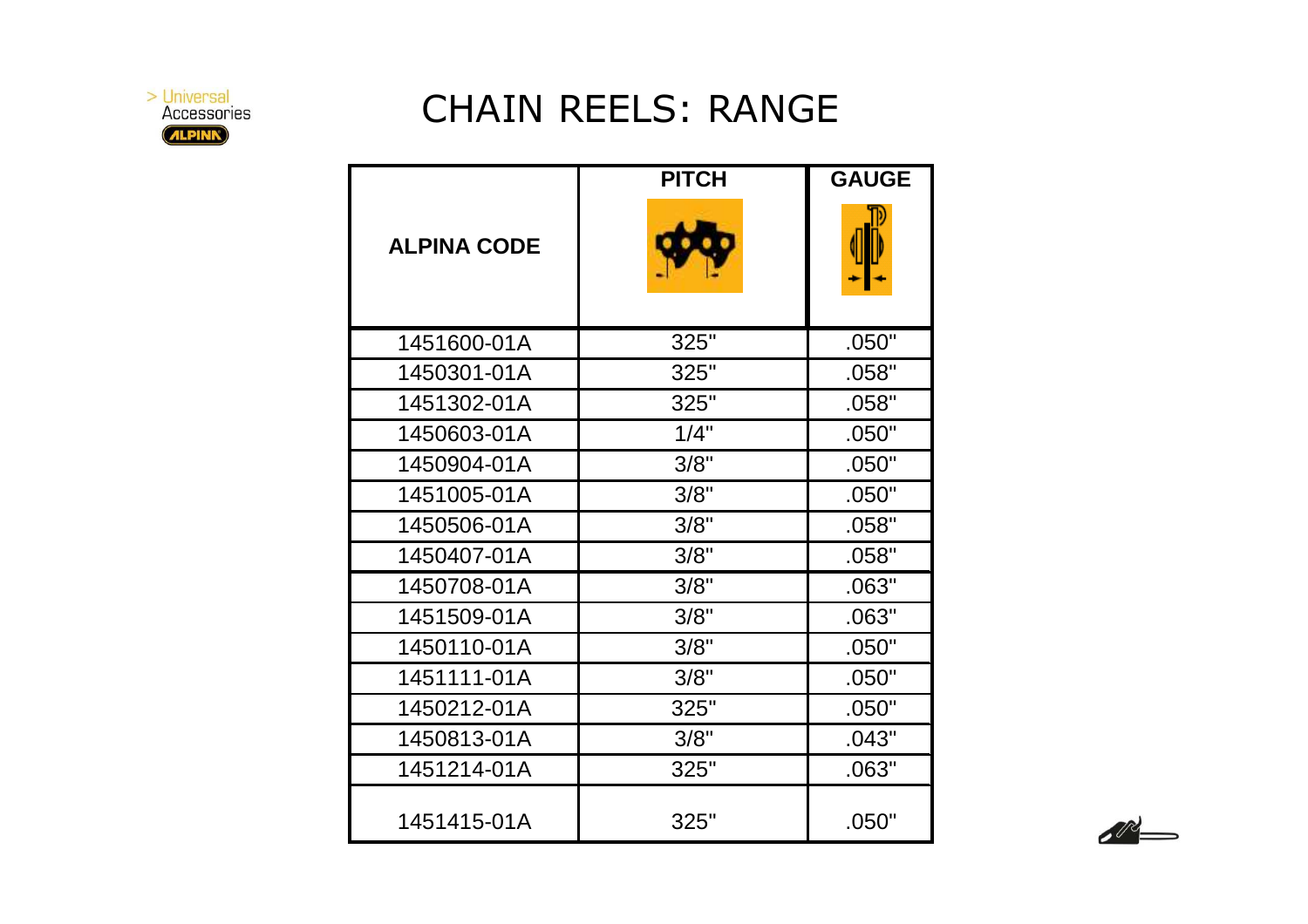# CHAIN REELS: RANGE

| ALPINA CODE | PITCH | GAUGE |
|---|---|---|
| 1451600-01A | 325" | .050" |
| 1450301-01A | 325" | .058" |
| 1451302-01A | 325" | .058" |
| 1450603-01A | 1/4" | .050" |
| 1450904-01A | 3/8" | .050" |
| 1451005-01A | 3/8" | .050" |
| 1450506-01A | 3/8" | .058" |
| 1450407-01A | 3/8" | .058" |
| 1450708-01A | 3/8" | .063" |
| 1451509-01A | 3/8" | .063" |
| 1450110-01A | 3/8" | .050" |
| 1451111-01A | 3/8" | .050" |
| 1450212-01A | 325" | .050" |
| 1450813-01A | 3/8" | .043" |
| 1451214-01A | 325" | .063" |
| 1451415-01A | 325" | .050" |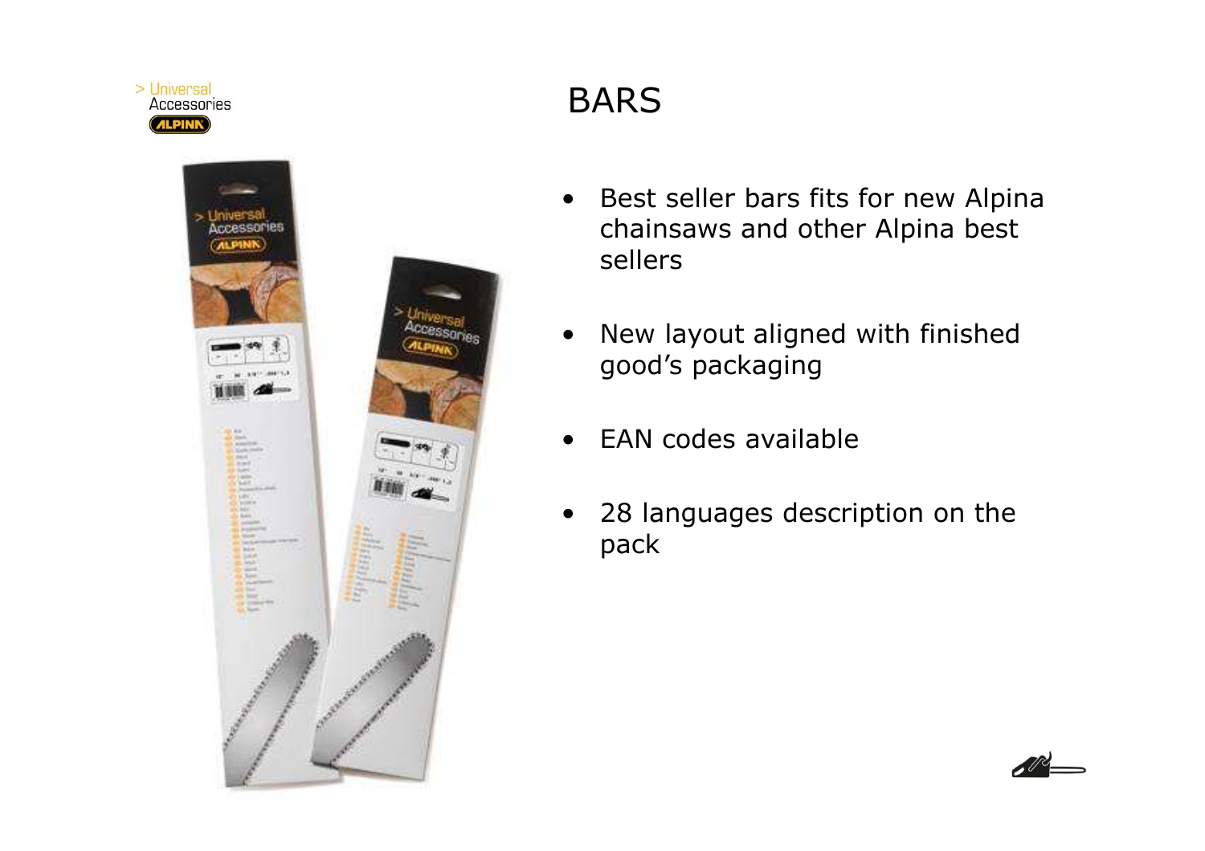> Universal
Accessories
ALPINA

# BARS

- Best seller bars fits for new Alpina chainsaws and other Alpina best sellers
- New layout aligned with finished good's packaging
- EAN codes available
- 28 languages description on the pack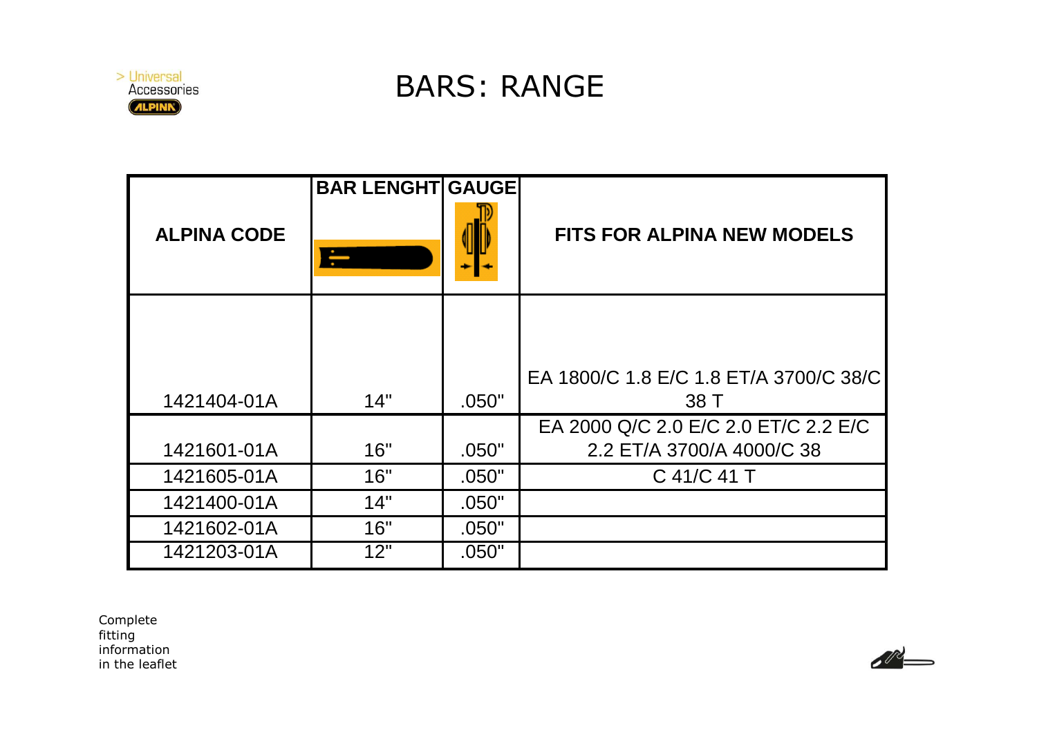> Universal Accessories ALPINA

# BARS: RANGE

| ALPINA CODE | BAR LENGHT | GAUGE | FITS FOR ALPINA NEW MODELS |
|---|---|---|---|
| 1421404-01A | 14" | .050" | EA 1800/C 1.8 E/C 1.8 ET/A 3700/C 38/C 38 T |
| 1421601-01A | 16" | .050" | EA 2000 Q/C 2.0 E/C 2.0 ET/C 2.2 E/C 2.2 ET/A 3700/A 4000/C 38 |
| 1421605-01A | 16" | .050" | C 41/C 41 T |
| 1421400-01A | 14" | .050" | |
| 1421602-01A | 16" | .050" | |
| 1421203-01A | 12" | .050" | |

Complete fitting information in the leaflet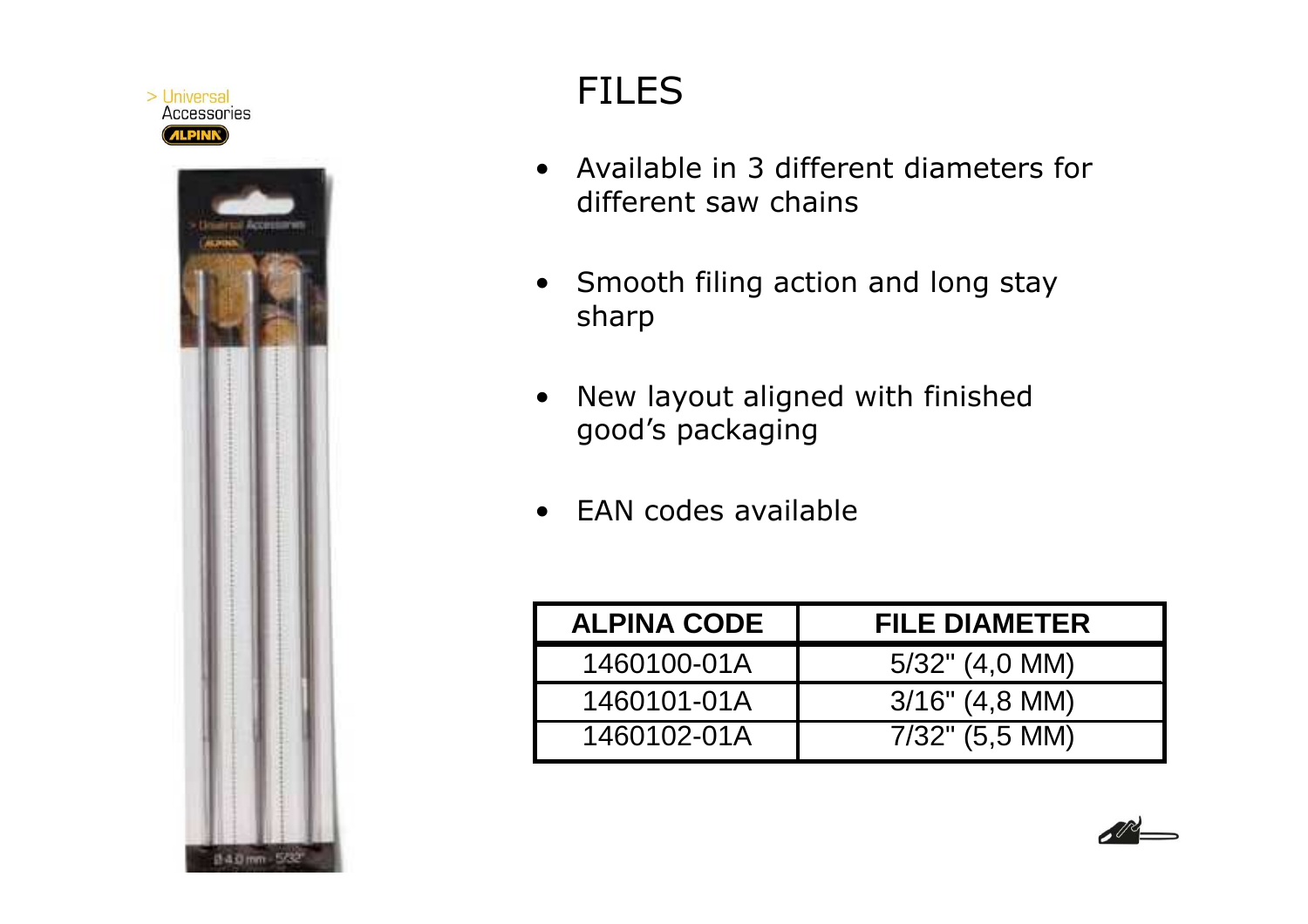# FILES

- Available in 3 different diameters for different saw chains
- Smooth filing action and long stay sharp
- New layout aligned with finished good's packaging
- EAN codes available

| ALPINA CODE | FILE DIAMETER |
|---|---|
| 1460100-01A | 5/32" (4,0 MM) |
| 1460101-01A | 3/16" (4,8 MM) |
| 1460102-01A | 7/32" (5,5 MM) |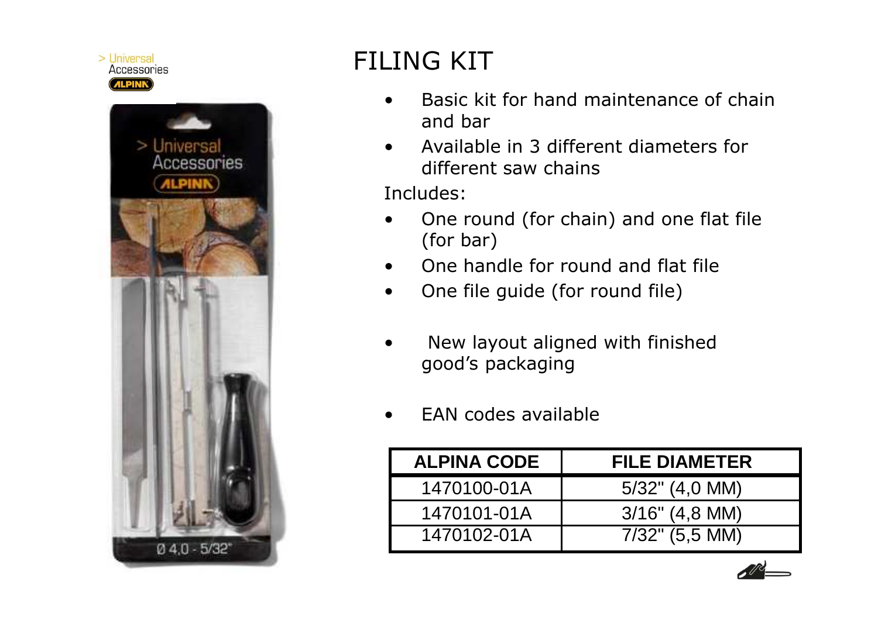> Universal Accessories
ALPINA

# FILING KIT

- Basic kit for hand maintenance of chain and bar
- Available in 3 different diameters for different saw chains

Includes:

- One round (for chain) and one flat file (for bar)
- One handle for round and flat file
- One file guide (for round file)

- New layout aligned with finished good's packaging

- EAN codes available

| ALPINA CODE | FILE DIAMETER |
|---|---|
| 1470100-01A | 5/32" (4,0 MM) |
| 1470101-01A | 3/16" (4,8 MM) |
| 1470102-01A | 7/32" (5,5 MM) |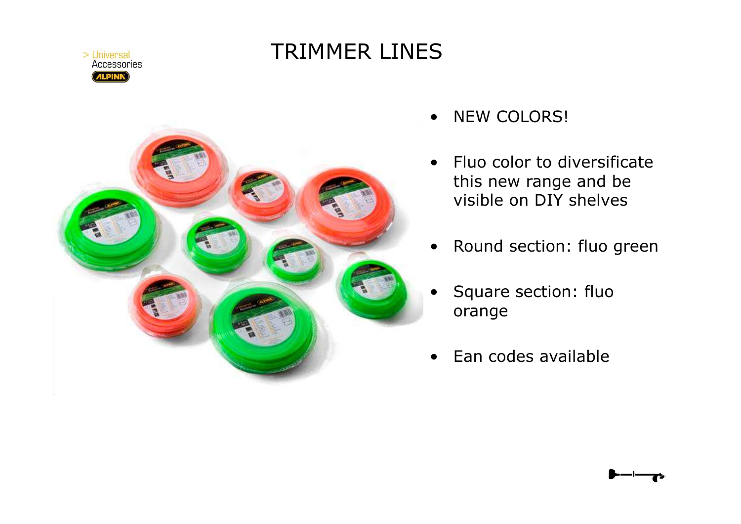# TRIMMER LINES

- NEW COLORS!
- Fluo color to diversificate this new range and be visible on DIY shelves
- Round section: fluo green
- Square section: fluo orange
- Ean codes available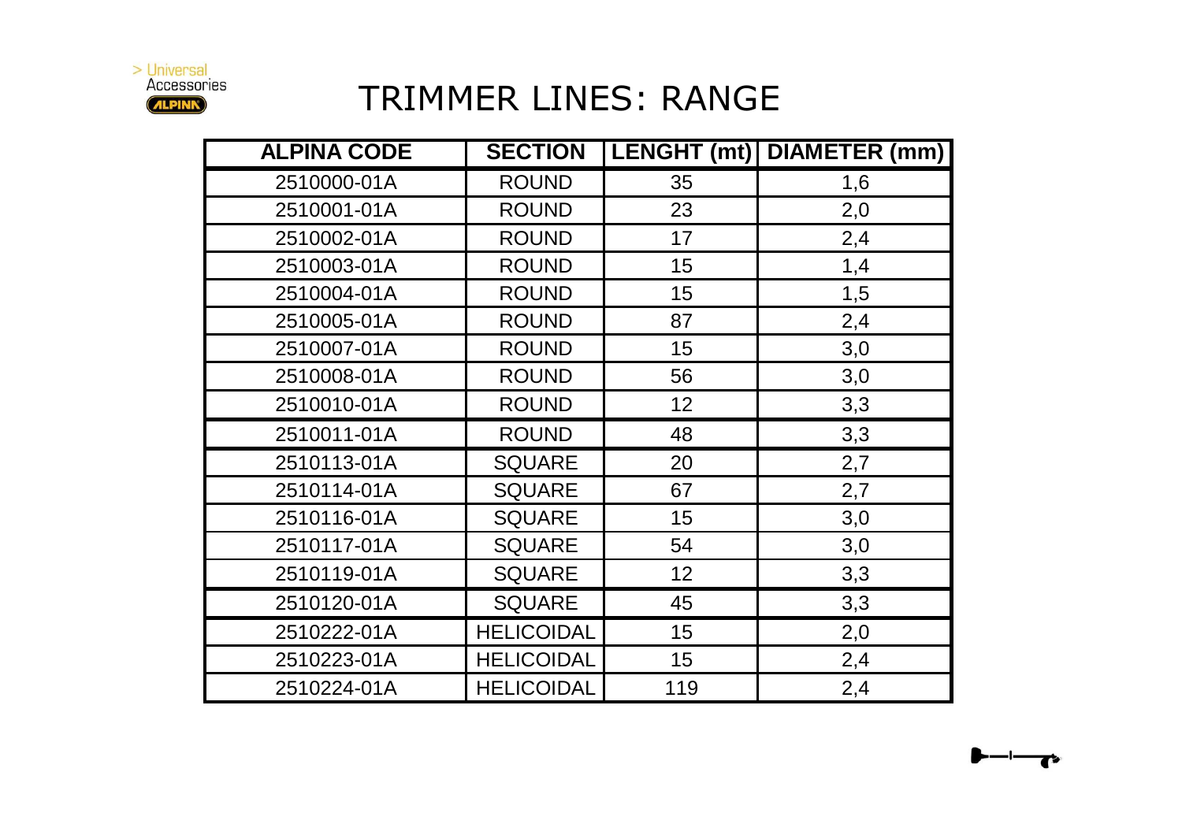> Universal Accessories ALPINA

# TRIMMER LINES: RANGE

| ALPINA CODE | SECTION | LENGHT (mt) | DIAMETER (mm) |
|---|---|---|---|
| 2510000-01A | ROUND | 35 | 1,6 |
| 2510001-01A | ROUND | 23 | 2,0 |
| 2510002-01A | ROUND | 17 | 2,4 |
| 2510003-01A | ROUND | 15 | 1,4 |
| 2510004-01A | ROUND | 15 | 1,5 |
| 2510005-01A | ROUND | 87 | 2,4 |
| 2510007-01A | ROUND | 15 | 3,0 |
| 2510008-01A | ROUND | 56 | 3,0 |
| 2510010-01A | ROUND | 12 | 3,3 |
| 2510011-01A | ROUND | 48 | 3,3 |
| 2510113-01A | SQUARE | 20 | 2,7 |
| 2510114-01A | SQUARE | 67 | 2,7 |
| 2510116-01A | SQUARE | 15 | 3,0 |
| 2510117-01A | SQUARE | 54 | 3,0 |
| 2510119-01A | SQUARE | 12 | 3,3 |
| 2510120-01A | SQUARE | 45 | 3,3 |
| 2510222-01A | HELICOIDAL | 15 | 2,0 |
| 2510223-01A | HELICOIDAL | 15 | 2,4 |
| 2510224-01A | HELICOIDAL | 119 | 2,4 |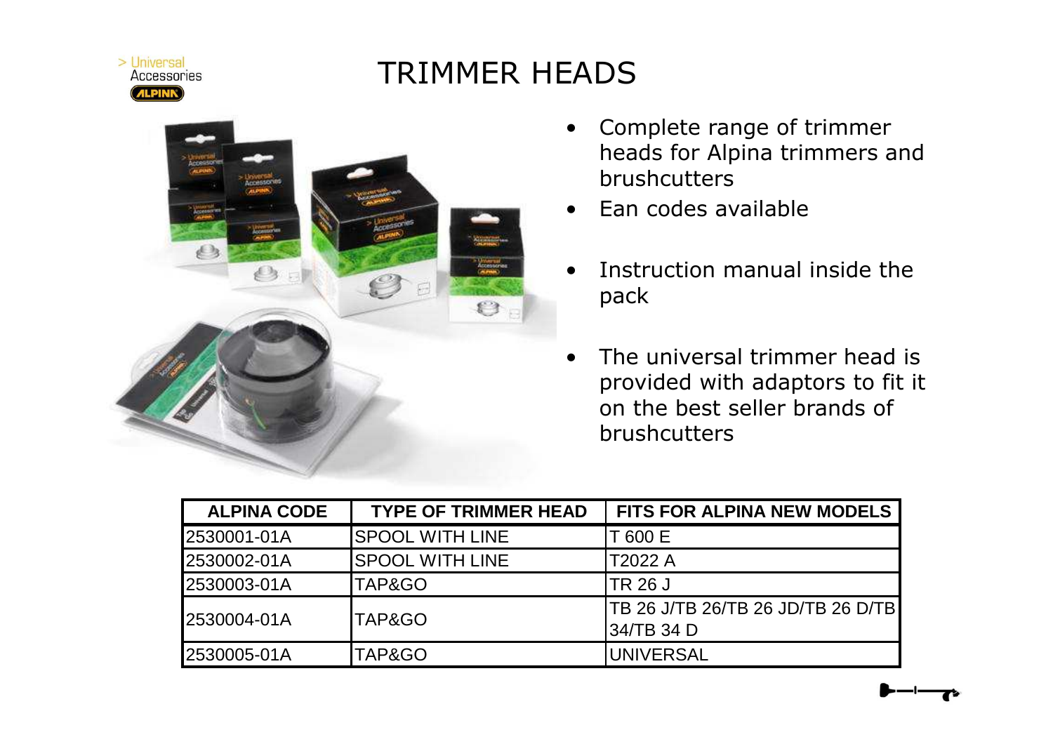# TRIMMER HEADS

- Complete range of trimmer heads for Alpina trimmers and brushcutters
- Ean codes available
- Instruction manual inside the pack
- The universal trimmer head is provided with adaptors to fit it on the best seller brands of brushcutters

| ALPINA CODE | TYPE OF TRIMMER HEAD | FITS FOR ALPINA NEW MODELS |
|---|---|---|
| 2530001-01A | SPOOL WITH LINE | T 600 E |
| 2530002-01A | SPOOL WITH LINE | T2022 A |
| 2530003-01A | TAP&GO | TR 26 J |
| 2530004-01A | TAP&GO | TB 26 J/TB 26/TB 26 JD/TB 26 D/TB 34/TB 34 D |
| 2530005-01A | TAP&GO | UNIVERSAL |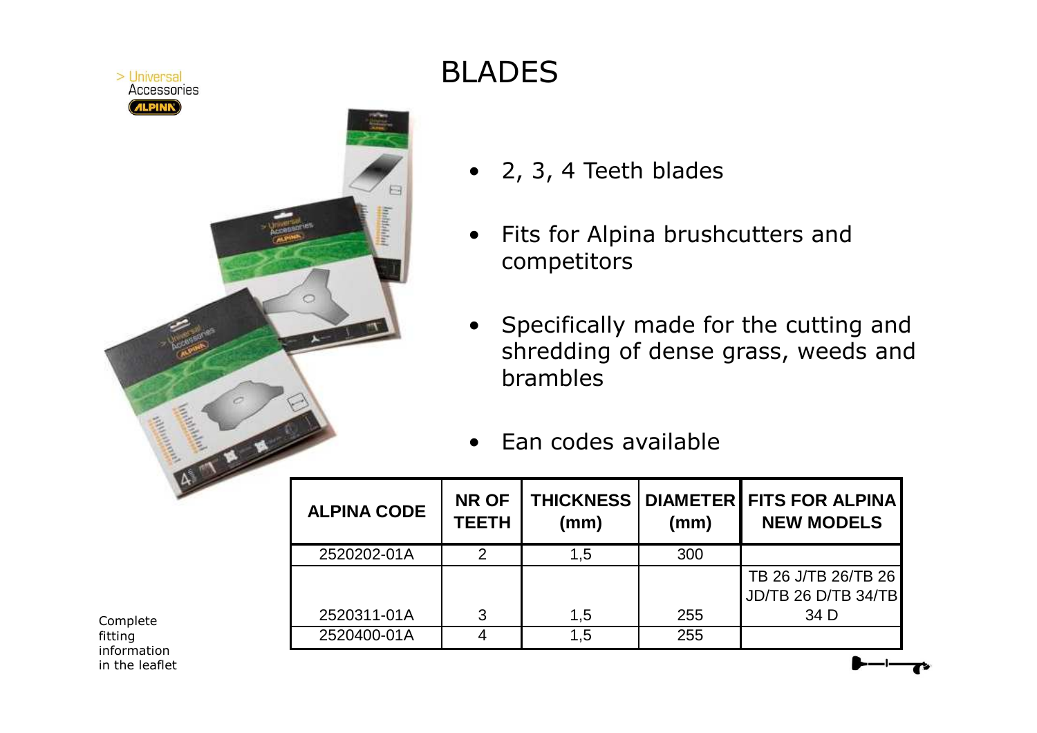> Universal Accessories
ALPINA

# BLADES

- 2, 3, 4 Teeth blades
- Fits for Alpina brushcutters and competitors
- Specifically made for the cutting and shredding of dense grass, weeds and brambles
- Ean codes available

| ALPINA CODE | NR OF TEETH | THICKNESS (mm) | DIAMETER (mm) | FITS FOR ALPINA NEW MODELS |
|---|---|---|---|---|
| 2520202-01A | 2 | 1,5 | 300 | TB 26 J/TB 26/TB 26 JD/TB 26 D/TB 34/TB 34 D |
| 2520311-01A | 3 | 1,5 | 255 | |
| 2520400-01A | 4 | 1,5 | 255 | |

Complete fitting information in the leaflet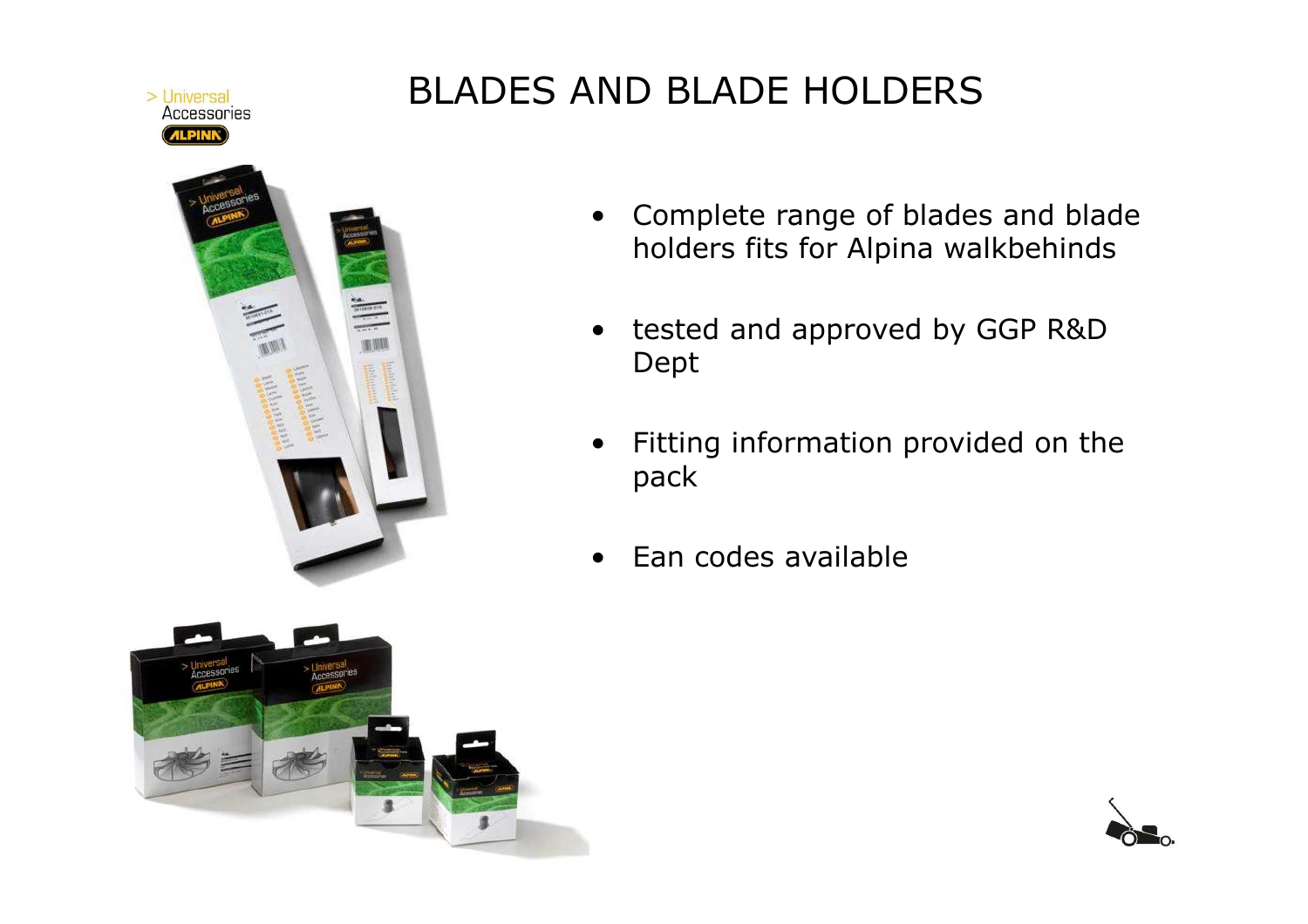# BLADES AND BLADE HOLDERS

- Complete range of blades and blade holders fits for Alpina walkbehinds
- tested and approved by GGP R&D Dept
- Fitting information provided on the pack
- Ean codes available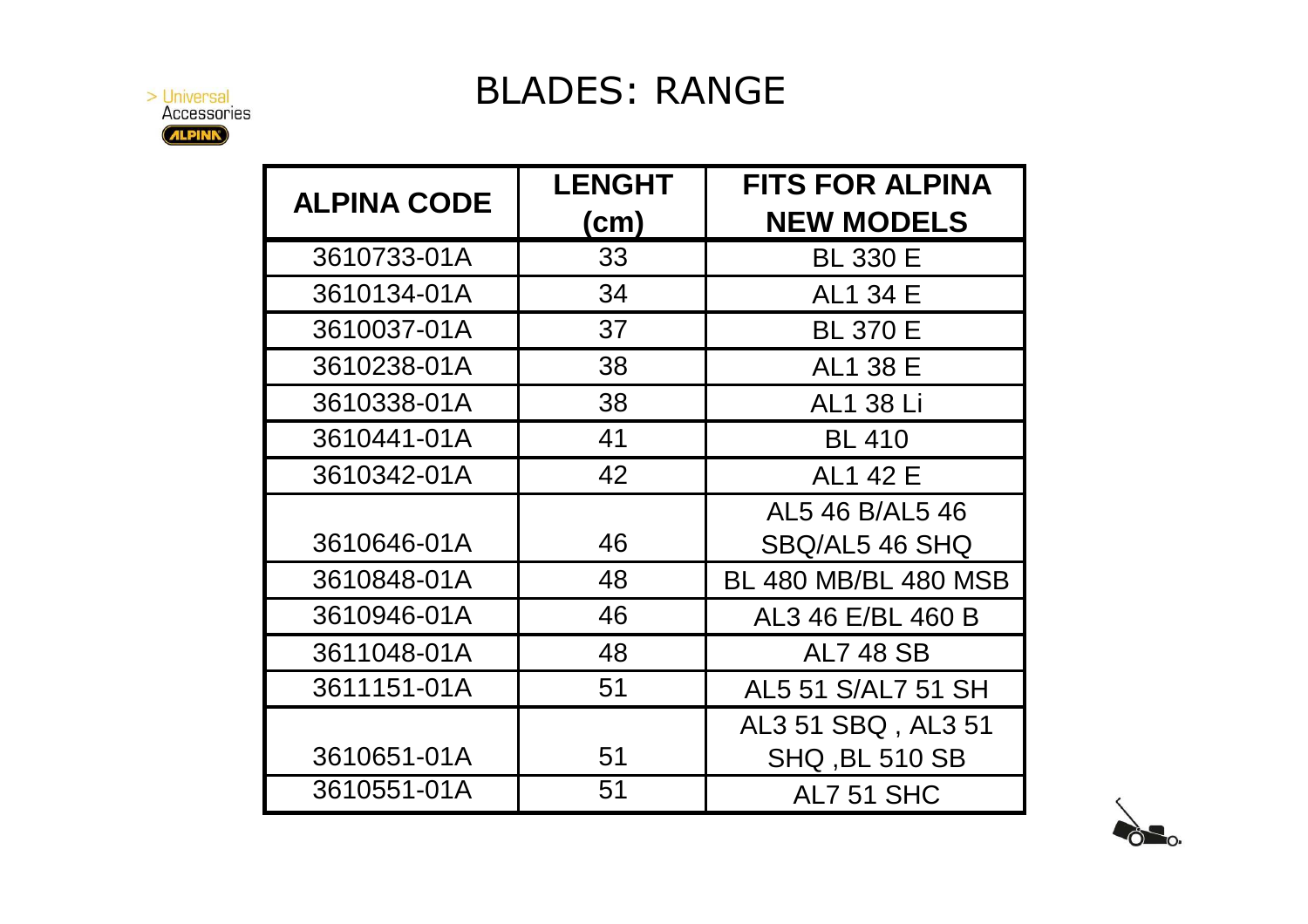> Universal Accessories ALPINA

# BLADES: RANGE

| ALPINA CODE | LENGHT (cm) | FITS FOR ALPINA NEW MODELS |
|---|---|---|
| 3610733-01A | 33 | BL 330 E |
| 3610134-01A | 34 | AL1 34 E |
| 3610037-01A | 37 | BL 370 E |
| 3610238-01A | 38 | AL1 38 E |
| 3610338-01A | 38 | AL1 38 Li |
| 3610441-01A | 41 | BL 410 |
| 3610342-01A | 42 | AL1 42 E |
| 3610646-01A | 46 | AL5 46 B/AL5 46 SBQ/AL5 46 SHQ |
| 3610848-01A | 48 | BL 480 MB/BL 480 MSB |
| 3610946-01A | 46 | AL3 46 E/BL 460 B |
| 3611048-01A | 48 | AL7 48 SB |
| 3611151-01A | 51 | AL5 51 S/AL7 51 SH |
| 3610651-01A | 51 | AL3 51 SBQ , AL3 51 SHQ ,BL 510 SB |
| 3610551-01A | 51 | AL7 51 SHC |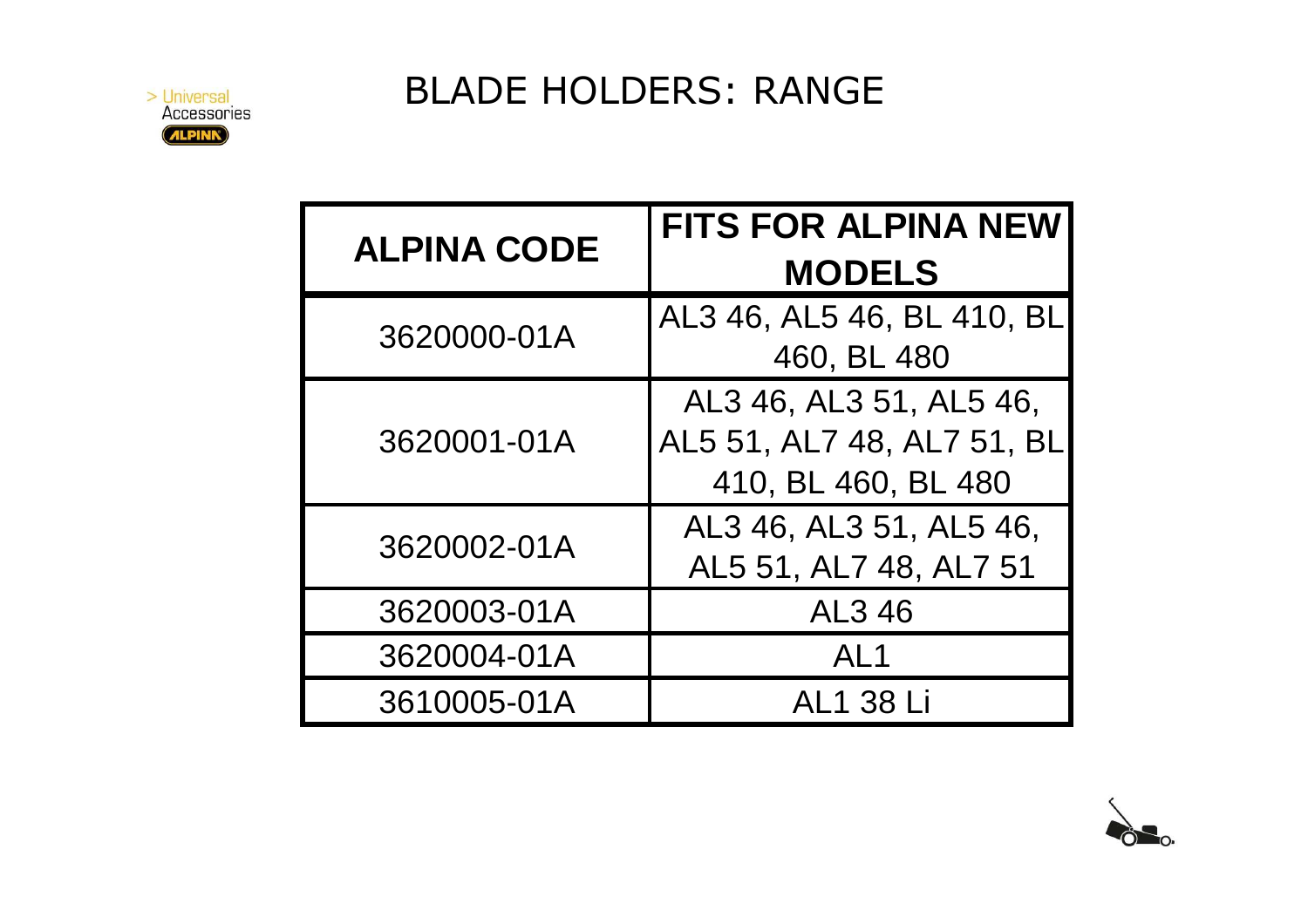# BLADE HOLDERS: RANGE

| ALPINA CODE | FITS FOR ALPINA NEW MODELS |
|---|---|
| 3620000-01A | AL3 46, AL5 46, BL 410, BL 460, BL 480 |
| 3620001-01A | AL3 46, AL3 51, AL5 46, AL5 51, AL7 48, AL7 51, BL 410, BL 460, BL 480 |
| 3620002-01A | AL3 46, AL3 51, AL5 46, AL5 51, AL7 48, AL7 51 |
| 3620003-01A | AL3 46 |
| 3620004-01A | AL1 |
| 3610005-01A | AL1 38 Li |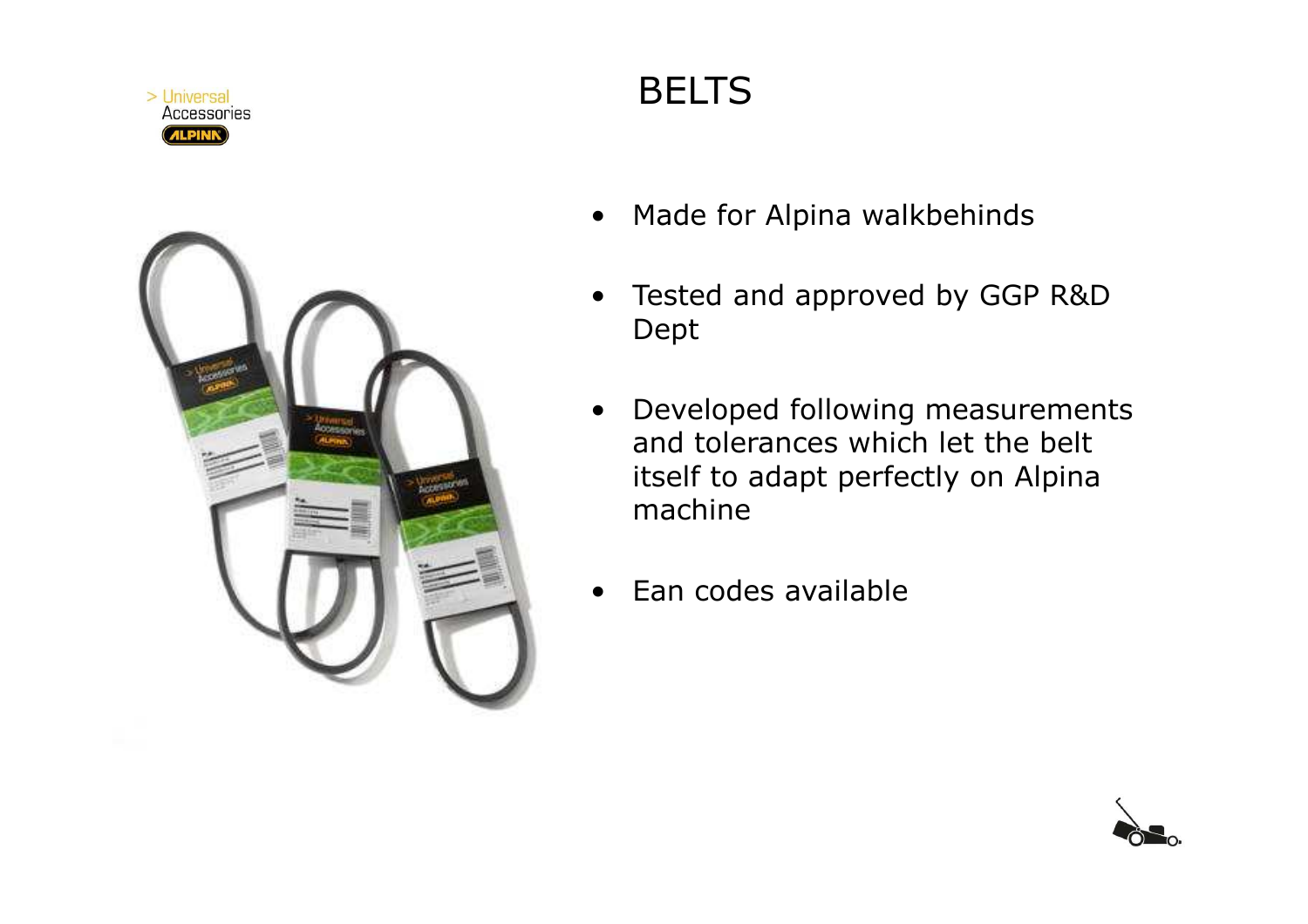# BELTS

- Made for Alpina walkbehinds
- Tested and approved by GGP R&D Dept
- Developed following measurements and tolerances which let the belt itself to adapt perfectly on Alpina machine
- Ean codes available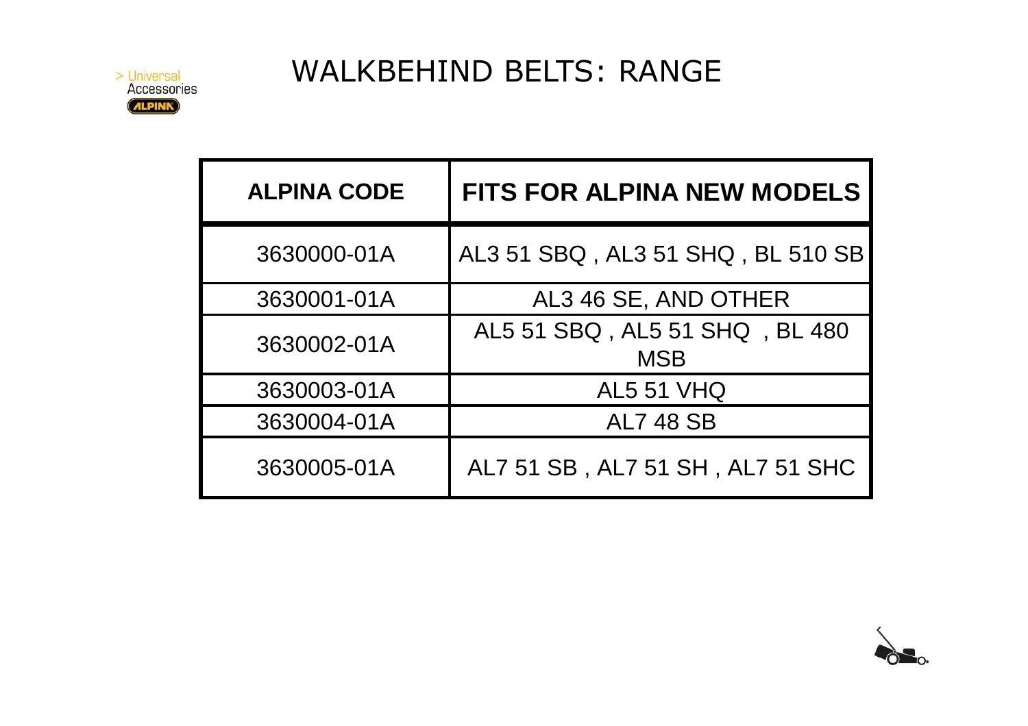# WALKBEHIND BELTS: RANGE

| ALPINA CODE | FITS FOR ALPINA NEW MODELS |
| --- | --- |
| 3630000-01A | AL3 51 SBQ , AL3 51 SHQ , BL 510 SB |
| 3630001-01A | AL3 46 SE, AND OTHER |
| 3630002-01A | AL5 51 SBQ , AL5 51 SHQ , BL 480 MSB |
| 3630003-01A | AL5 51 VHQ |
| 3630004-01A | AL7 48 SB |
| 3630005-01A | AL7 51 SB , AL7 51 SH , AL7 51 SHC |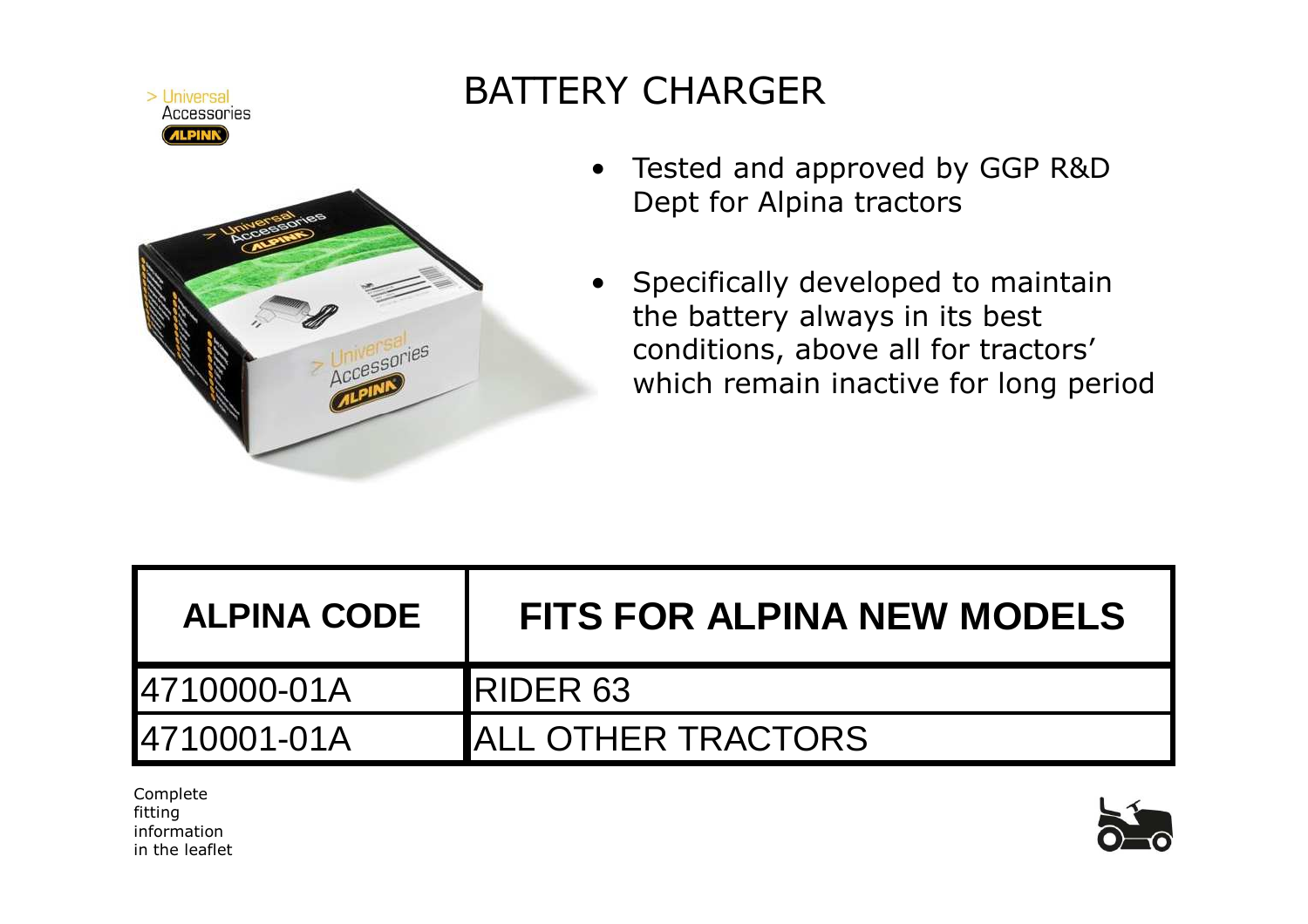> Universal
Accessories
ALPINA

# BATTERY CHARGER

- Tested and approved by GGP R&D Dept for Alpina tractors
- Specifically developed to maintain the battery always in its best conditions, above all for tractors' which remain inactive for long period

| ALPINA CODE | FITS FOR ALPINA NEW MODELS |
| --- | --- |
| 4710000-01A | RIDER 63 |
| 4710001-01A | ALL OTHER TRACTORS |

Complete fitting information in the leaflet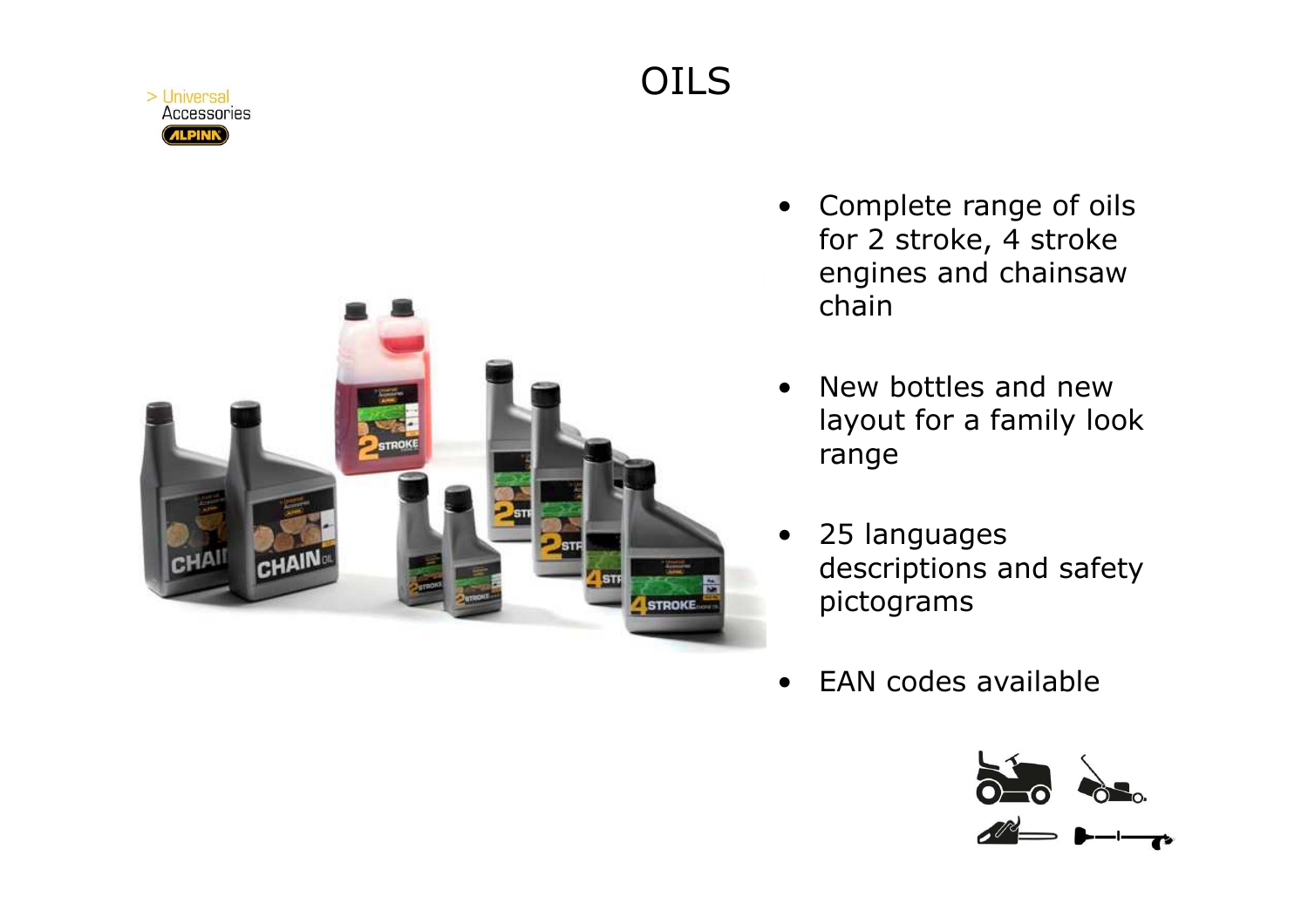# OILS

- Complete range of oils for 2 stroke, 4 stroke engines and chainsaw chain
- New bottles and new layout for a family look range
- 25 languages descriptions and safety pictograms
- EAN codes available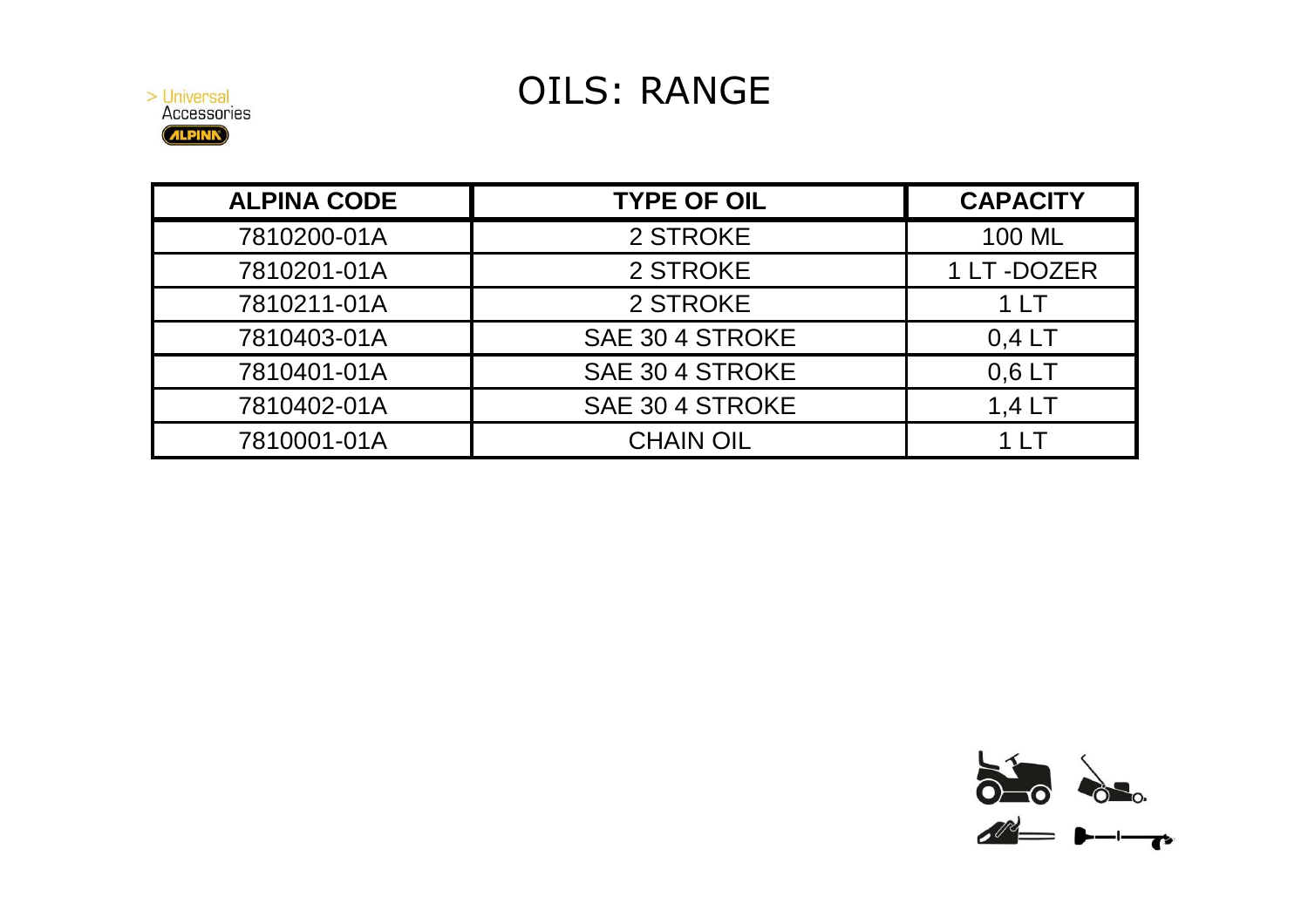# OILS: RANGE

> Universal Accessories
ALPINA

| ALPINA CODE | TYPE OF OIL | CAPACITY |
| --- | --- | --- |
| 7810200-01A | 2 STROKE | 100 ML |
| 7810201-01A | 2 STROKE | 1 LT -DOZER |
| 7810211-01A | 2 STROKE | 1 LT |
| 7810403-01A | SAE 30 4 STROKE | 0,4 LT |
| 7810401-01A | SAE 30 4 STROKE | 0,6 LT |
| 7810402-01A | SAE 30 4 STROKE | 1,4 LT |
| 7810001-01A | CHAIN OIL | 1 LT |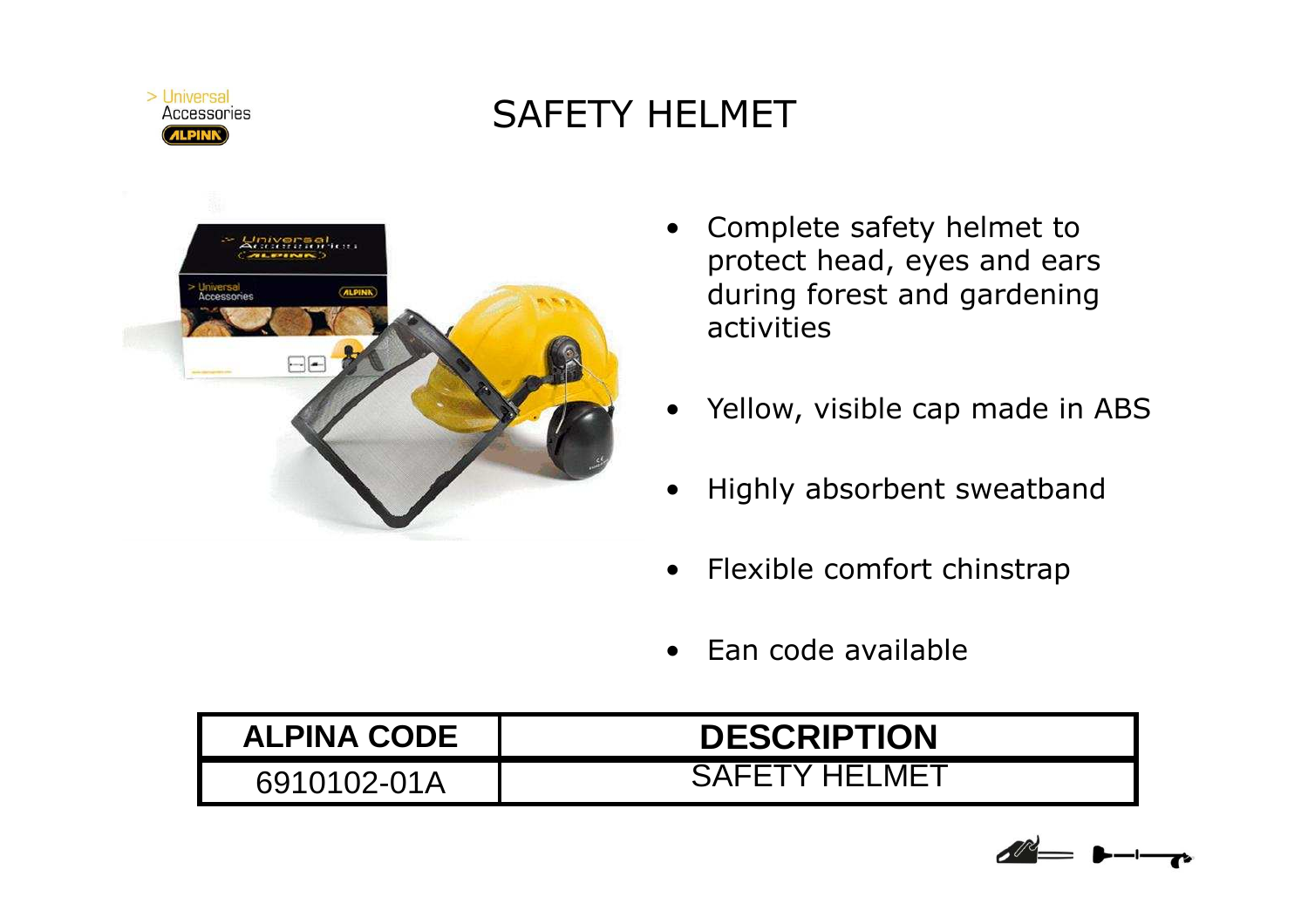> Universal Accessories
ALPINA

# SAFETY HELMET

- Complete safety helmet to protect head, eyes and ears during forest and gardening activities
- Yellow, visible cap made in ABS
- Highly absorbent sweatband
- Flexible comfort chinstrap
- Ean code available

| ALPINA CODE | DESCRIPTION |
| --- | --- |
| 6910102-01A | SAFETY HELMET |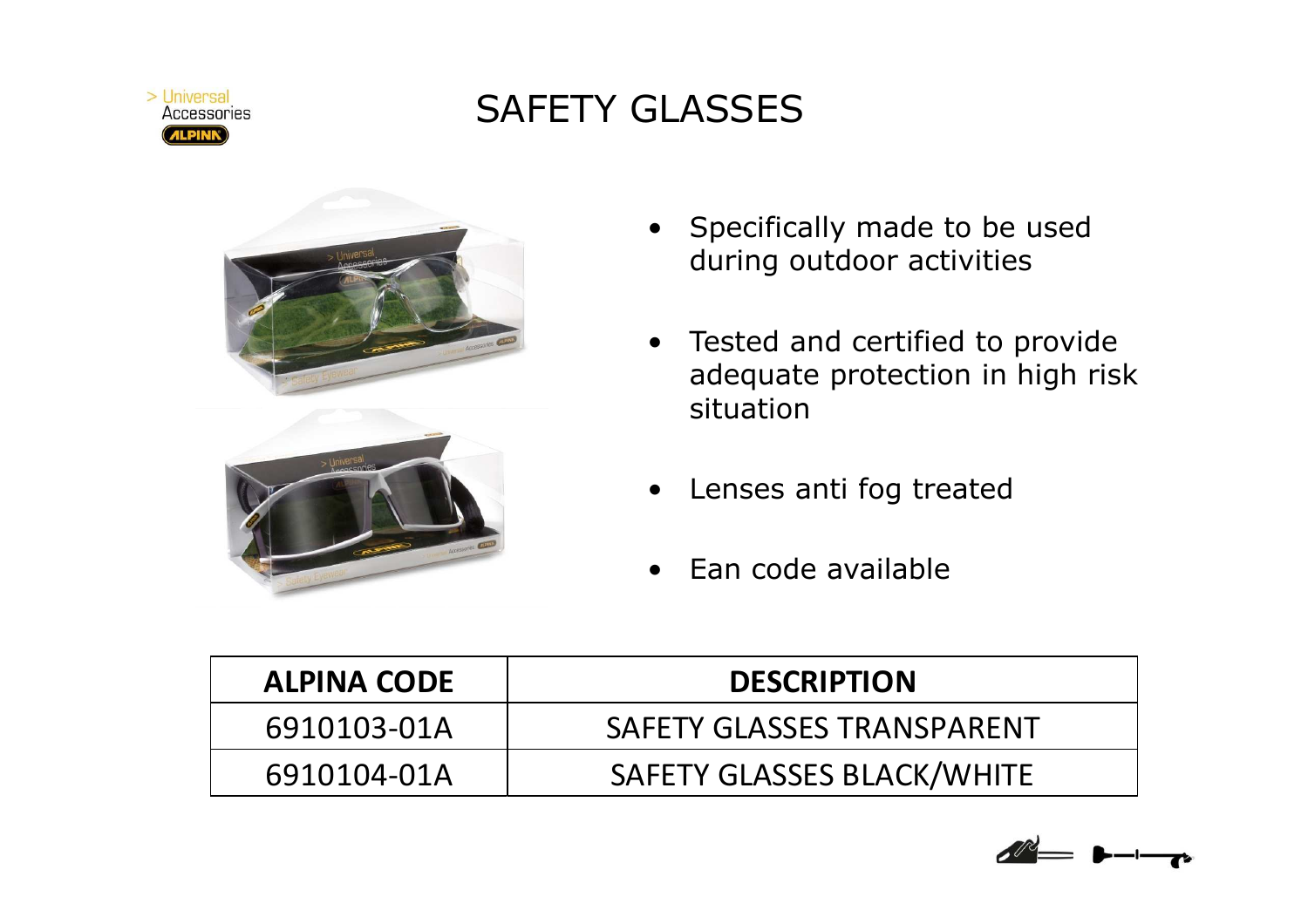# SAFETY GLASSES

- Specifically made to be used during outdoor activities
- Tested and certified to provide adequate protection in high risk situation
- Lenses anti fog treated
- Ean code available

| ALPINA CODE | DESCRIPTION |
|---|---|
| 6910103-01A | SAFETY GLASSES TRANSPARENT |
| 6910104-01A | SAFETY GLASSES BLACK/WHITE |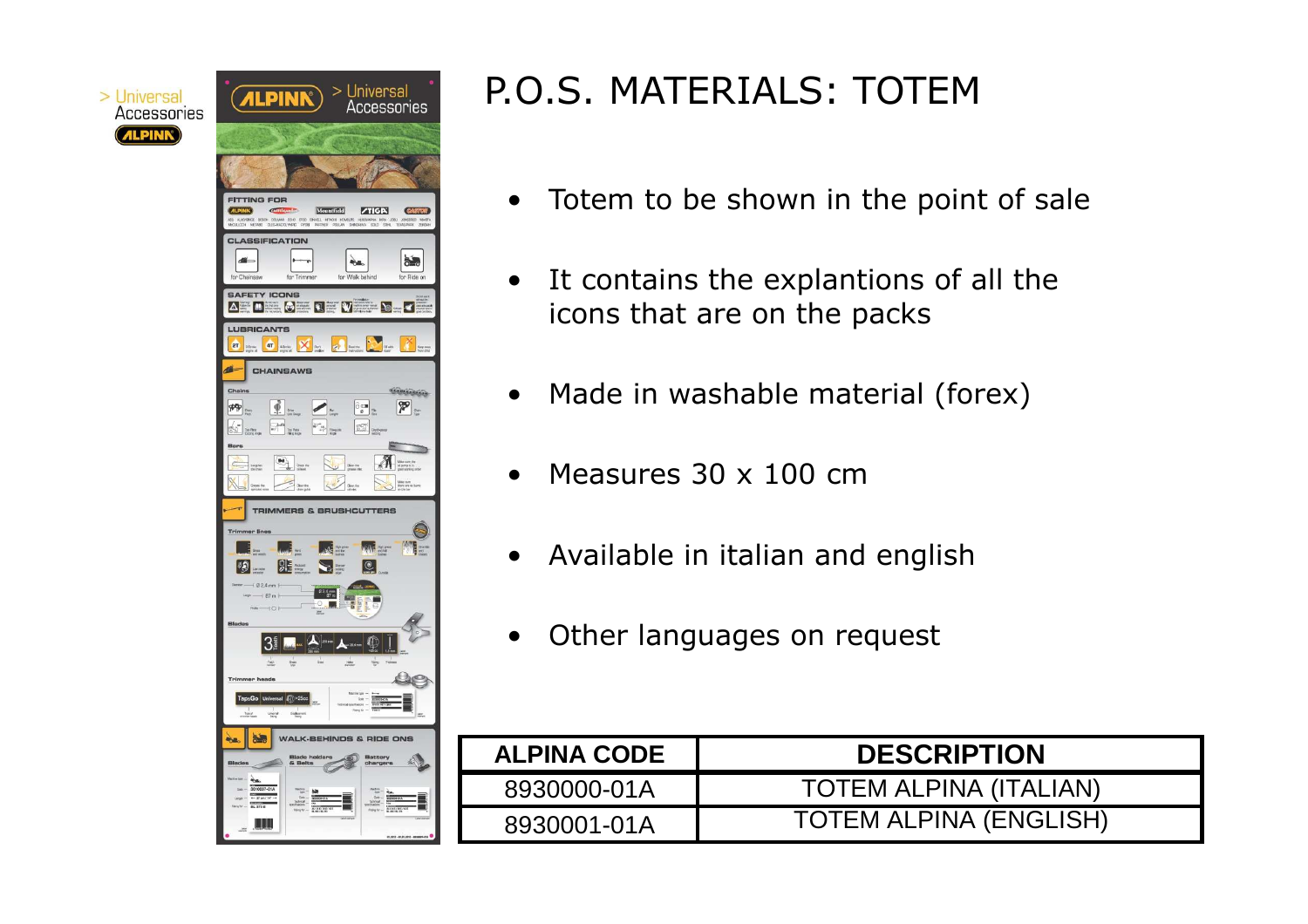# P.O.S. MATERIALS: TOTEM

- Totem to be shown in the point of sale
- It contains the explantions of all the icons that are on the packs
- Made in washable material (forex)
- Measures 30 x 100 cm
- Available in italian and english
- Other languages on request

| ALPINA CODE | DESCRIPTION |
|---|---|
| 8930000-01A | TOTEM ALPINA (ITALIAN) |
| 8930001-01A | TOTEM ALPINA (ENGLISH) |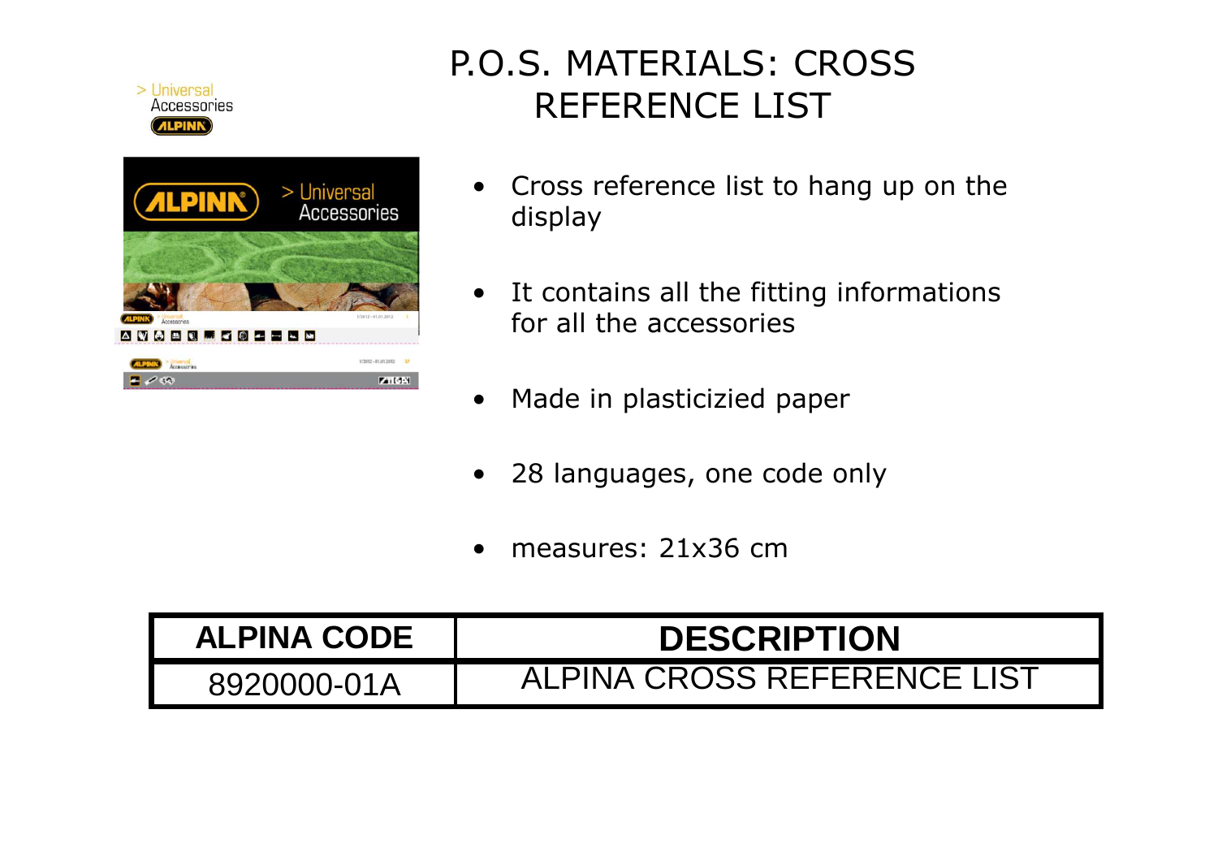# P.O.S. MATERIALS: CROSS REFERENCE LIST

- Cross reference list to hang up on the display
- It contains all the fitting informations for all the accessories
- Made in plasticizied paper
- 28 languages, one code only
- measures: 21x36 cm

| ALPINA CODE | DESCRIPTION |
|---|---|
| 8920000-01A | ALPINA CROSS REFERENCE LIST |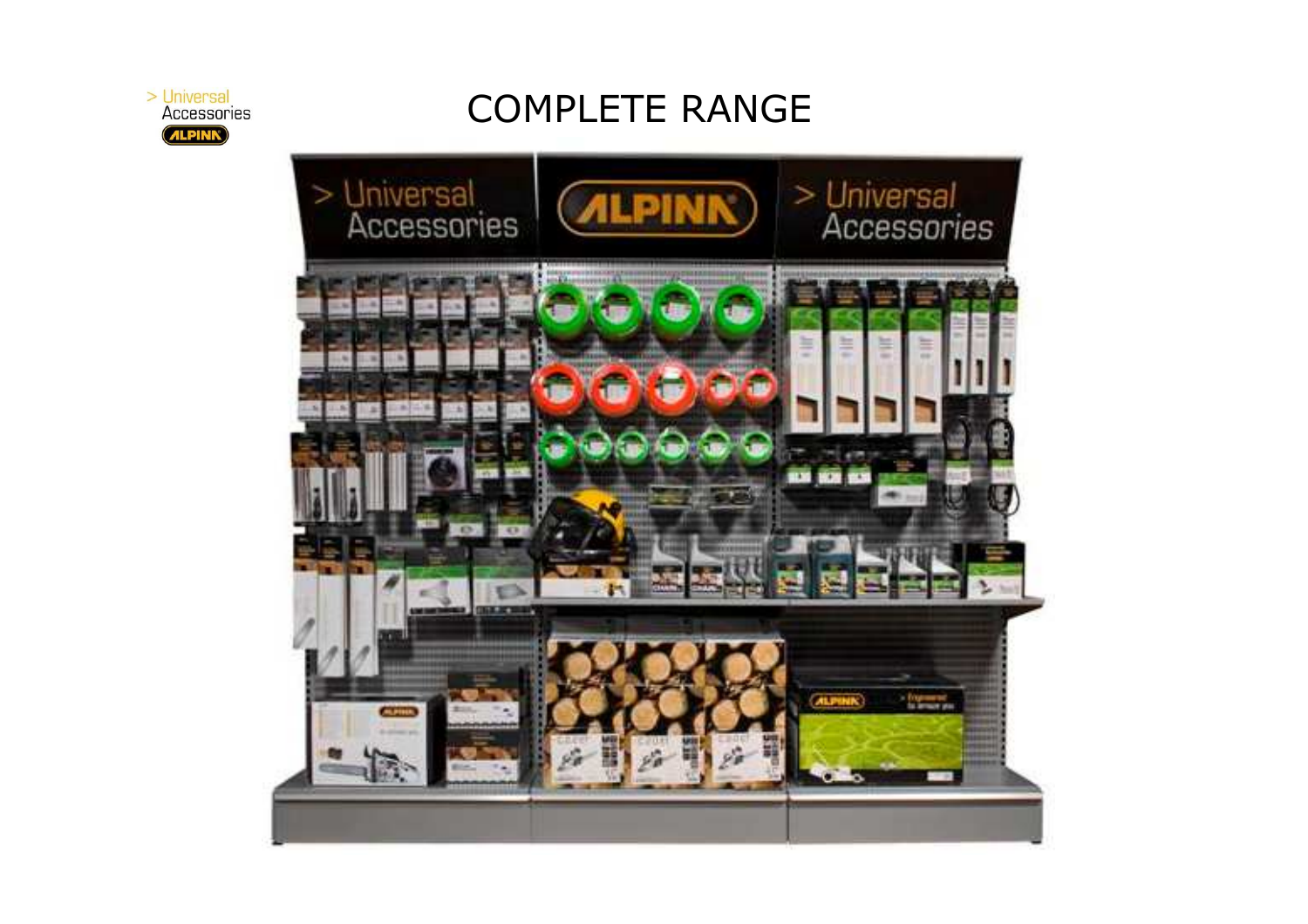> Universal
Accessories
ALPINA

# COMPLETE RANGE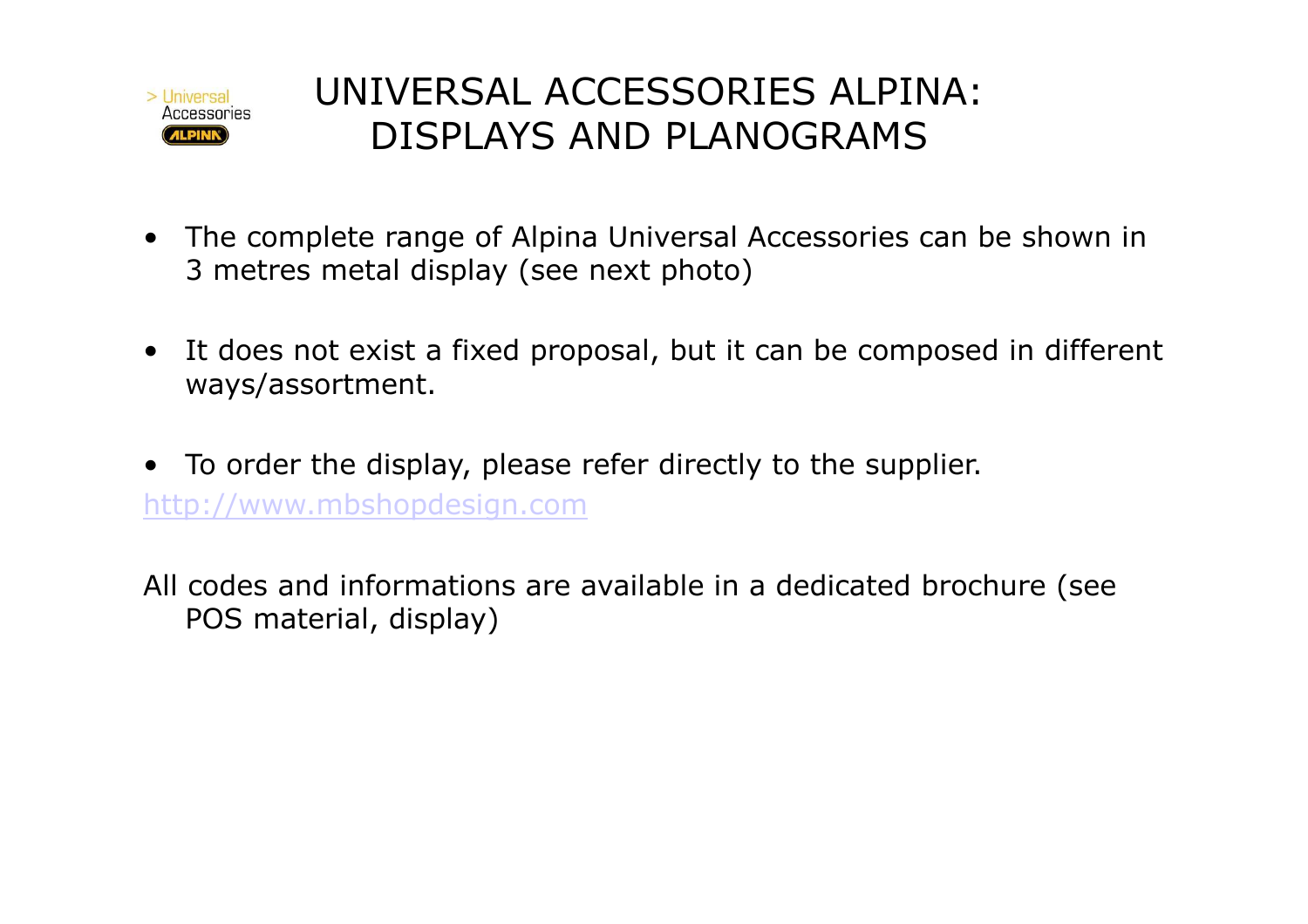> Universal Accessories ALPINA

# UNIVERSAL ACCESSORIES ALPINA: DISPLAYS AND PLANOGRAMS

- The complete range of Alpina Universal Accessories can be shown in 3 metres metal display (see next photo)
- It does not exist a fixed proposal, but it can be composed in different ways/assortment.
- To order the display, please refer directly to the supplier.

http://www.mbshopdesign.com

All codes and informations are available in a dedicated brochure (see POS material, display)